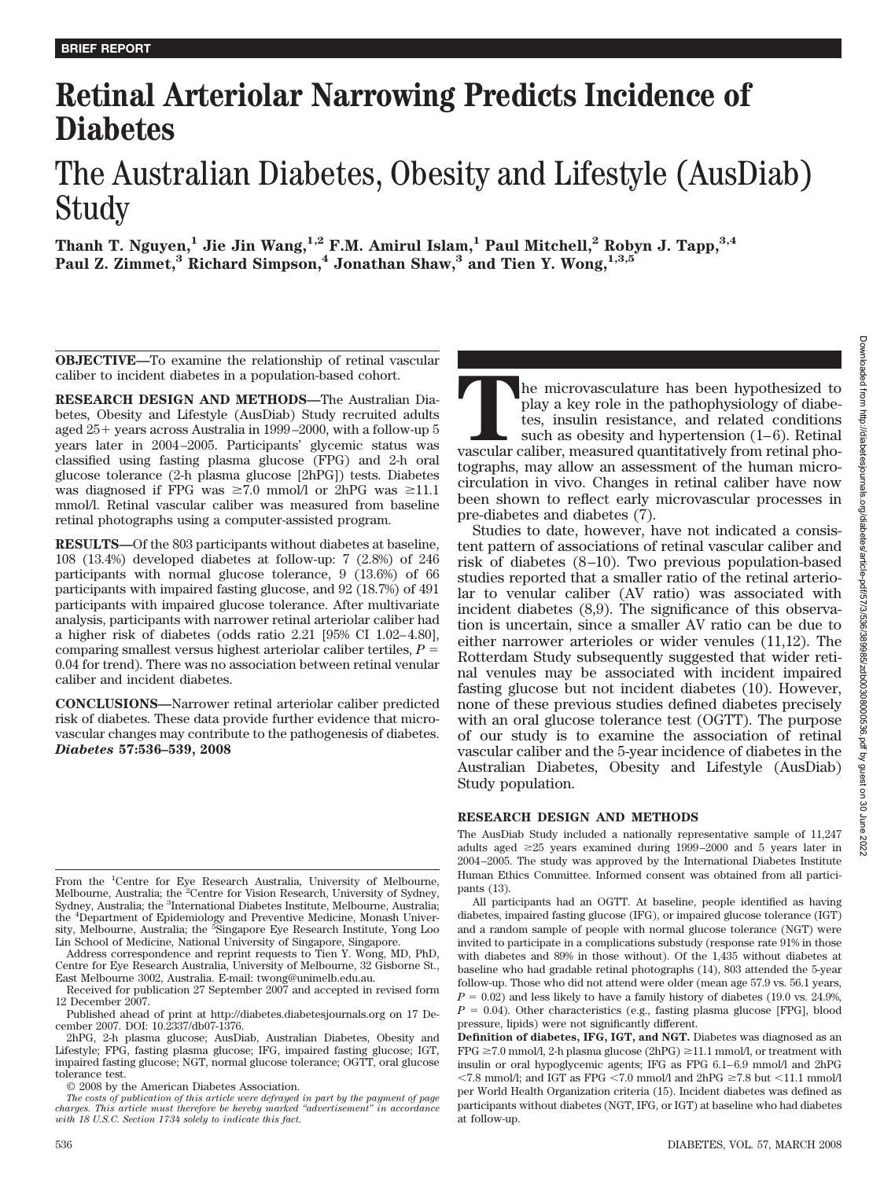BRIEF REPORT

# Retinal Arteriolar Narrowing Predicts Incidence of Diabetes

## The Australian Diabetes, Obesity and Lifestyle (AusDiab) Study

**Thanh T. Nguyen,[1] Jie Jin Wang,[1,2] F.M. Amirul Islam,[1] Paul Mitchell,[2] Robyn J. Tapp,[3,4] Paul Z. Zimmet,[3] Richard Simpson,[4] Jonathan Shaw,[3] and Tien Y. Wong,[1,3,5]**

**OBJECTIVE**—To examine the relationship of retinal vascular caliber to incident diabetes in a population-based cohort.

**RESEARCH DESIGN AND METHODS**—The Australian Diabetes, Obesity and Lifestyle (AusDiab) Study recruited adults aged 25+ years across Australia in 1999–2000, with a follow-up 5 years later in 2004–2005. Participants' glycemic status was classified using fasting plasma glucose (FPG) and 2-h oral glucose tolerance (2-h plasma glucose [2hPG]) tests. Diabetes was diagnosed if FPG was ≥7.0 mmol/l or 2hPG was ≥11.1 mmol/l. Retinal vascular caliber was measured from baseline retinal photographs using a computer-assisted program.

**RESULTS**—Of the 803 participants without diabetes at baseline, 108 (13.4%) developed diabetes at follow-up: 7 (2.8%) of 246 participants with normal glucose tolerance, 9 (13.6%) of 66 participants with impaired fasting glucose, and 92 (18.7%) of 491 participants with impaired glucose tolerance. After multivariate analysis, participants with narrower retinal arteriolar caliber had a higher risk of diabetes (odds ratio 2.21 [95% CI 1.02–4.80], comparing smallest versus highest arteriolar caliber tertiles, $P = 0.04$ for trend). There was no association between retinal venular caliber and incident diabetes.

**CONCLUSIONS**—Narrower retinal arteriolar caliber predicted risk of diabetes. These data provide further evidence that microvascular changes may contribute to the pathogenesis of diabetes. *Diabetes* **57:536–539, 2008**

From the [1]Centre for Eye Research Australia, University of Melbourne, Melbourne, Australia; the [2]Centre for Vision Research, University of Sydney, Sydney, Australia; the [3]International Diabetes Institute, Melbourne, Australia; the [4]Department of Epidemiology and Preventive Medicine, Monash University, Melbourne, Australia; the [5]Singapore Eye Research Institute, Yong Loo Lin School of Medicine, National University of Singapore, Singapore.

Address correspondence and reprint requests to Tien Y. Wong, MD, PhD, Centre for Eye Research Australia, University of Melbourne, 32 Gisborne St., East Melbourne 3002, Australia. E-mail: twong@unimelb.edu.au.

Received for publication 27 September 2007 and accepted in revised form 12 December 2007.

Published ahead of print at http://diabetes.diabetesjournals.org on 17 December 2007. DOI: 10.2337/db07-1376.

2hPG, 2-h plasma glucose; AusDiab, Australian Diabetes, Obesity and Lifestyle; FPG, fasting plasma glucose; IFG, impaired fasting glucose; IGT, impaired fasting glucose; NGT, normal glucose tolerance; OGTT, oral glucose tolerance test.

© 2008 by the American Diabetes Association.

*The costs of publication of this article were defrayed in part by the payment of page charges. This article must therefore be hereby marked "advertisement" in accordance with 18 U.S.C. Section 1734 solely to indicate this fact.*

The microvasculature has been hypothesized to play a key role in the pathophysiology of diabetes, insulin resistance, and related conditions such as obesity and hypertension (1–6). Retinal vascular caliber, measured quantitatively from retinal photographs, may allow an assessment of the human microcirculation in vivo. Changes in retinal caliber have now been shown to reflect early microvascular processes in pre-diabetes and diabetes (7).

Studies to date, however, have not indicated a consistent pattern of associations of retinal vascular caliber and risk of diabetes (8–10). Two previous population-based studies reported that a smaller ratio of the retinal arteriolar to venular caliber (AV ratio) was associated with incident diabetes (8,9). The significance of this observation is uncertain, since a smaller AV ratio can be due to either narrower arterioles or wider venules (11,12). The Rotterdam Study subsequently suggested that wider retinal venules may be associated with incident impaired fasting glucose but not incident diabetes (10). However, none of these previous studies defined diabetes precisely with an oral glucose tolerance test (OGTT). The purpose of our study is to examine the association of retinal vascular caliber and the 5-year incidence of diabetes in the Australian Diabetes, Obesity and Lifestyle (AusDiab) Study population.

## RESEARCH DESIGN AND METHODS

The AusDiab Study included a nationally representative sample of 11,247 adults aged ≥25 years examined during 1999–2000 and 5 years later in 2004–2005. The study was approved by the International Diabetes Institute Human Ethics Committee. Informed consent was obtained from all participants (13).

All participants had an OGTT. At baseline, people identified as having diabetes, impaired fasting glucose (IFG), or impaired glucose tolerance (IGT) and a random sample of people with normal glucose tolerance (NGT) were invited to participate in a complications substudy (response rate 91% in those with diabetes and 89% in those without). Of the 1,435 without diabetes at baseline who had gradable retinal photographs (14), 803 attended the 5-year follow-up. Those who did not attend were older (mean age 57.9 vs. 56.1 years, $P = 0.02$) and less likely to have a family history of diabetes (19.0 vs. 24.9%, $P = 0.04$). Other characteristics (e.g., fasting plasma glucose [FPG], blood pressure, lipids) were not significantly different.

**Definition of diabetes, IFG, IGT, and NGT.** Diabetes was diagnosed as an FPG ≥7.0 mmol/l, 2-h plasma glucose (2hPG) ≥11.1 mmol/l, or treatment with insulin or oral hypoglycemic agents; IFG as FPG 6.1–6.9 mmol/l and 2hPG <7.8 mmol/l; and IGT as FPG <7.0 mmol/l and 2hPG ≥7.8 but <11.1 mmol/l per World Health Organization criteria (15). Incident diabetes was defined as participants without diabetes (NGT, IFG, or IGT) at baseline who had diabetes at follow-up.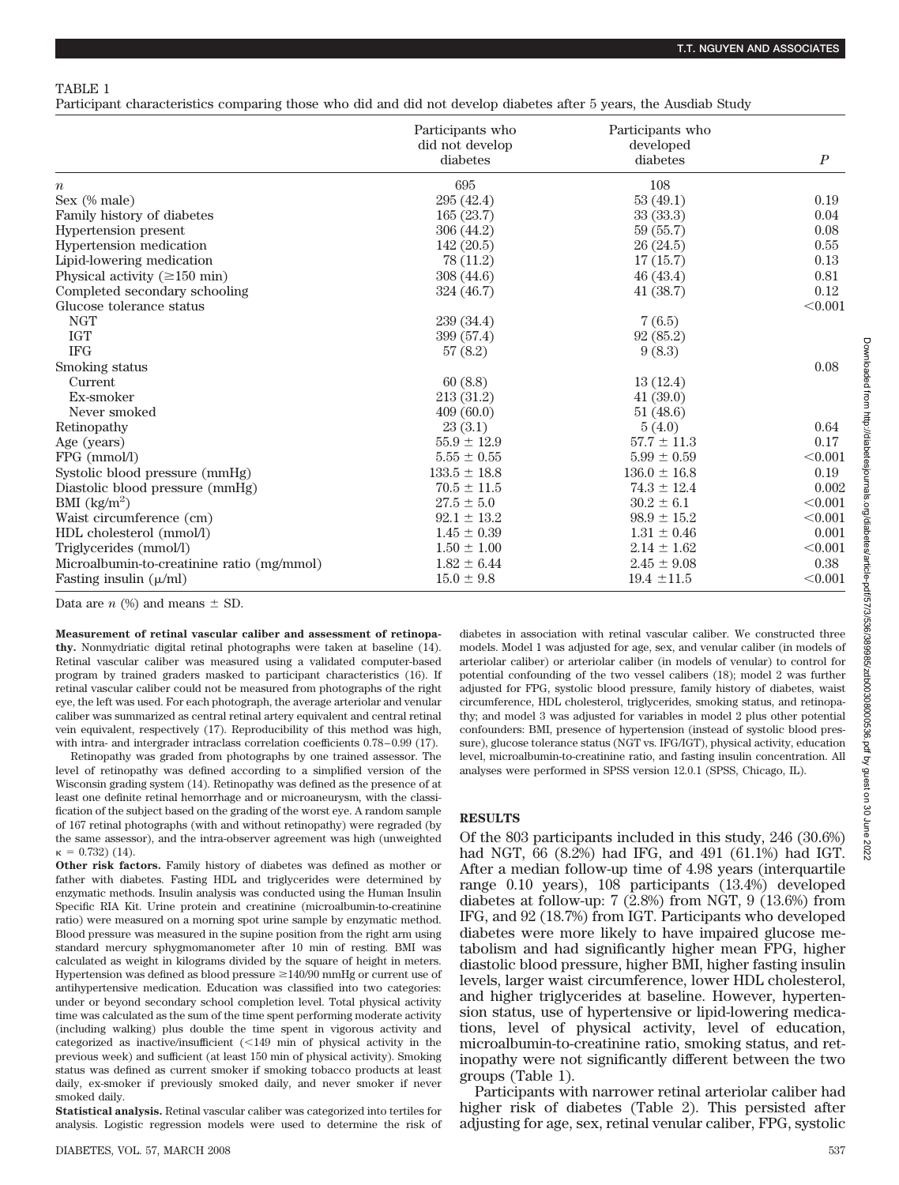TABLE 1

Participant characteristics comparing those who did and did not develop diabetes after 5 years, the Ausdiab Study

| | Participants who did not develop diabetes | Participants who developed diabetes | *P* |
|---|---|---|---|
| *n* | 695 | 108 | |
| Sex (% male) | 295 (42.4) | 53 (49.1) | 0.19 |
| Family history of diabetes | 165 (23.7) | 33 (33.3) | 0.04 |
| Hypertension present | 306 (44.2) | 59 (55.7) | 0.08 |
| Hypertension medication | 142 (20.5) | 26 (24.5) | 0.55 |
| Lipid-lowering medication | 78 (11.2) | 17 (15.7) | 0.13 |
| Physical activity (≥150 min) | 308 (44.6) | 46 (43.4) | 0.81 |
| Completed secondary schooling | 324 (46.7) | 41 (38.7) | 0.12 |
| Glucose tolerance status | | | <0.001 |
| NGT | 239 (34.4) | 7 (6.5) | |
| IGT | 399 (57.4) | 92 (85.2) | |
| IFG | 57 (8.2) | 9 (8.3) | |
| Smoking status | | | 0.08 |
| Current | 60 (8.8) | 13 (12.4) | |
| Ex-smoker | 213 (31.2) | 41 (39.0) | |
| Never smoked | 409 (60.0) | 51 (48.6) | |
| Retinopathy | 23 (3.1) | 5 (4.0) | 0.64 |
| Age (years) | 55.9 ± 12.9 | 57.7 ± 11.3 | 0.17 |
| FPG (mmol/l) | 5.55 ± 0.55 | 5.99 ± 0.59 | <0.001 |
| Systolic blood pressure (mmHg) | 133.5 ± 18.8 | 136.0 ± 16.8 | 0.19 |
| Diastolic blood pressure (mmHg) | 70.5 ± 11.5 | 74.3 ± 12.4 | 0.002 |
| BMI (kg/m$^2$) | 27.5 ± 5.0 | 30.2 ± 6.1 | <0.001 |
| Waist circumference (cm) | 92.1 ± 13.2 | 98.9 ± 15.2 | <0.001 |
| HDL cholesterol (mmol/l) | 1.45 ± 0.39 | 1.31 ± 0.46 | 0.001 |
| Triglycerides (mmol/l) | 1.50 ± 1.00 | 2.14 ± 1.62 | <0.001 |
| Microalbumin-to-creatinine ratio (mg/mmol) | 1.82 ± 6.44 | 2.45 ± 9.08 | 0.38 |
| Fasting insulin (μ/ml) | 15.0 ± 9.8 | 19.4 ±11.5 | <0.001 |

Data are *n* (%) and means ± SD.

**Measurement of retinal vascular caliber and assessment of retinopathy.** Nonmydriatic digital retinal photographs were taken at baseline (14). Retinal vascular caliber was measured using a validated computer-based program by trained graders masked to participant characteristics (16). If retinal vascular caliber could not be measured from photographs of the right eye, the left was used. For each photograph, the average arteriolar and venular caliber was summarized as central retinal artery equivalent and central retinal vein equivalent, respectively (17). Reproducibility of this method was high, with intra- and intergrader intraclass correlation coefficients 0.78–0.99 (17).

Retinopathy was graded from photographs by one trained assessor. The level of retinopathy was defined according to a simplified version of the Wisconsin grading system (14). Retinopathy was defined as the presence of at least one definite retinal hemorrhage and or microaneurysm, with the classification of the subject based on the grading of the worst eye. A random sample of 167 retinal photographs (with and without retinopathy) were regraded (by the same assessor), and the intra-observer agreement was high (unweighted κ = 0.732) (14).

**Other risk factors.** Family history of diabetes was defined as mother or father with diabetes. Fasting HDL and triglycerides were determined by enzymatic methods. Insulin analysis was conducted using the Human Insulin Specific RIA Kit. Urine protein and creatinine (microalbumin-to-creatinine ratio) were measured on a morning spot urine sample by enzymatic method. Blood pressure was measured in the supine position from the right arm using standard mercury sphygmomanometer after 10 min of resting. BMI was calculated as weight in kilograms divided by the square of height in meters. Hypertension was defined as blood pressure ≥140/90 mmHg or current use of antihypertensive medication. Education was classified into two categories: under or beyond secondary school completion level. Total physical activity time was calculated as the sum of the time spent performing moderate activity (including walking) plus double the time spent in vigorous activity and categorized as inactive/insufficient (<149 min of physical activity in the previous week) and sufficient (at least 150 min of physical activity). Smoking status was defined as current smoker if smoking tobacco products at least daily, ex-smoker if previously smoked daily, and never smoker if never smoked daily.

**Statistical analysis.** Retinal vascular caliber was categorized into tertiles for analysis. Logistic regression models were used to determine the risk of diabetes in association with retinal vascular caliber. We constructed three models. Model 1 was adjusted for age, sex, and venular caliber (in models of arteriolar caliber) or arteriolar caliber (in models of venular) to control for potential confounding of the two vessel calibers (18); model 2 was further adjusted for FPG, systolic blood pressure, family history of diabetes, waist circumference, HDL cholesterol, triglycerides, smoking status, and retinopathy; and model 3 was adjusted for variables in model 2 plus other potential confounders: BMI, presence of hypertension (instead of systolic blood pressure), glucose tolerance status (NGT vs. IFG/IGT), physical activity, education level, microalbumin-to-creatinine ratio, and fasting insulin concentration. All analyses were performed in SPSS version 12.0.1 (SPSS, Chicago, IL).

## RESULTS

Of the 803 participants included in this study, 246 (30.6%) had NGT, 66 (8.2%) had IFG, and 491 (61.1%) had IGT. After a median follow-up time of 4.98 years (interquartile range 0.10 years), 108 participants (13.4%) developed diabetes at follow-up: 7 (2.8%) from NGT, 9 (13.6%) from IFG, and 92 (18.7%) from IGT. Participants who developed diabetes were more likely to have impaired glucose metabolism and had significantly higher mean FPG, higher diastolic blood pressure, higher BMI, higher fasting insulin levels, larger waist circumference, lower HDL cholesterol, and higher triglycerides at baseline. However, hypertension status, use of hypertensive or lipid-lowering medications, level of physical activity, level of education, microalbumin-to-creatinine ratio, smoking status, and retinopathy were not significantly different between the two groups (Table 1).

Participants with narrower retinal arteriolar caliber had higher risk of diabetes (Table 2). This persisted after adjusting for age, sex, retinal venular caliber, FPG, systolic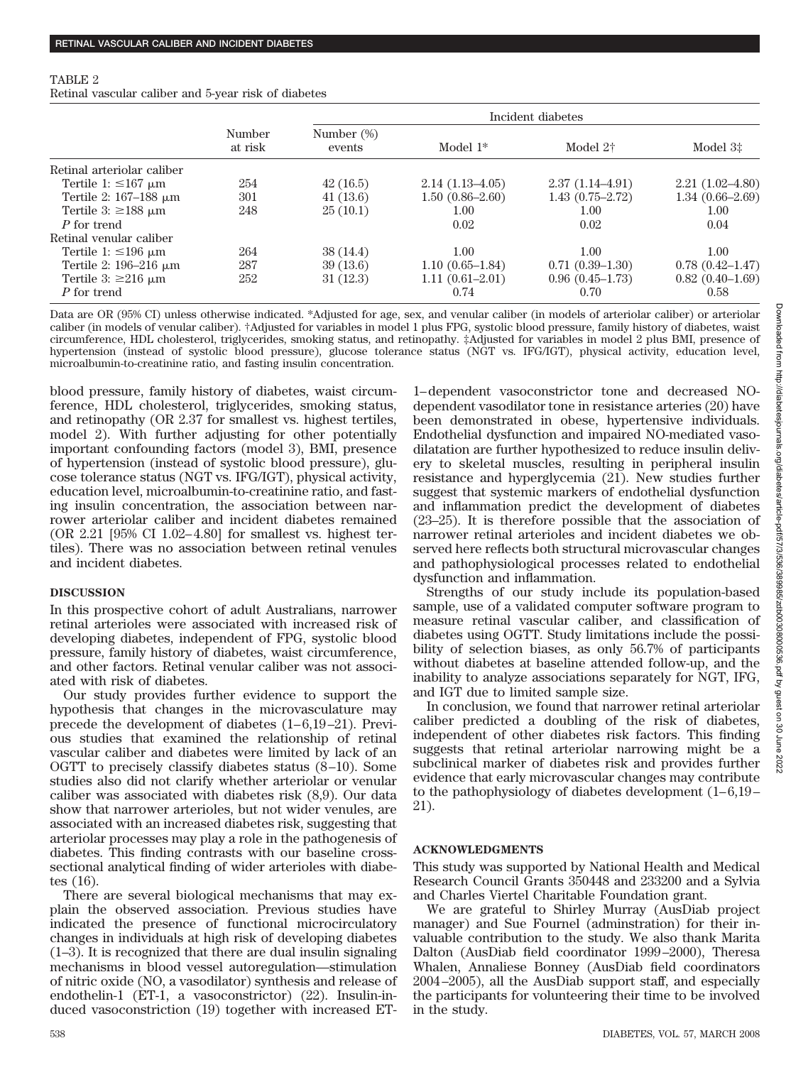TABLE 2

Retinal vascular caliber and 5-year risk of diabetes

| | Number at risk | Incident diabetes | | | |
|---|---|---|---|---|---|
| | | Number (%) events | Model 1* | Model 2† | Model 3‡ |
| Retinal arteriolar caliber | | | | | |
| Tertile 1: ≤167 μm | 254 | 42 (16.5) | 2.14 (1.13–4.05) | 2.37 (1.14–4.91) | 2.21 (1.02–4.80) |
| Tertile 2: 167–188 μm | 301 | 41 (13.6) | 1.50 (0.86–2.60) | 1.43 (0.75–2.72) | 1.34 (0.66–2.69) |
| Tertile 3: ≥188 μm | 248 | 25 (10.1) | 1.00 | 1.00 | 1.00 |
| *P* for trend | | | 0.02 | 0.02 | 0.04 |
| Retinal venular caliber | | | | | |
| Tertile 1: ≤196 μm | 264 | 38 (14.4) | 1.00 | 1.00 | 1.00 |
| Tertile 2: 196–216 μm | 287 | 39 (13.6) | 1.10 (0.65–1.84) | 0.71 (0.39–1.30) | 0.78 (0.42–1.47) |
| Tertile 3: ≥216 μm | 252 | 31 (12.3) | 1.11 (0.61–2.01) | 0.96 (0.45–1.73) | 0.82 (0.40–1.69) |
| *P* for trend | | | 0.74 | 0.70 | 0.58 |

Data are OR (95% CI) unless otherwise indicated. *Adjusted for age, sex, and venular caliber (in models of arteriolar caliber) or arteriolar caliber (in models of venular caliber). †Adjusted for variables in model 1 plus FPG, systolic blood pressure, family history of diabetes, waist circumference, HDL cholesterol, triglycerides, smoking status, and retinopathy. ‡Adjusted for variables in model 2 plus BMI, presence of hypertension (instead of systolic blood pressure), glucose tolerance status (NGT vs. IFG/IGT), physical activity, education level, microalbumin-to-creatinine ratio, and fasting insulin concentration.

blood pressure, family history of diabetes, waist circumference, HDL cholesterol, triglycerides, smoking status, and retinopathy (OR 2.37 for smallest vs. highest tertiles, model 2). With further adjusting for other potentially important confounding factors (model 3), BMI, presence of hypertension (instead of systolic blood pressure), glucose tolerance status (NGT vs. IFG/IGT), physical activity, education level, microalbumin-to-creatinine ratio, and fasting insulin concentration, the association between narrower arteriolar caliber and incident diabetes remained (OR 2.21 [95% CI 1.02–4.80] for smallest vs. highest tertiles). There was no association between retinal venules and incident diabetes.

## DISCUSSION

In this prospective cohort of adult Australians, narrower retinal arterioles were associated with increased risk of developing diabetes, independent of FPG, systolic blood pressure, family history of diabetes, waist circumference, and other factors. Retinal venular caliber was not associated with risk of diabetes.

Our study provides further evidence to support the hypothesis that changes in the microvasculature may precede the development of diabetes (1–6,19–21). Previous studies that examined the relationship of retinal vascular caliber and diabetes were limited by lack of an OGTT to precisely classify diabetes status (8–10). Some studies also did not clarify whether arteriolar or venular caliber was associated with diabetes risk (8,9). Our data show that narrower arterioles, but not wider venules, are associated with an increased diabetes risk, suggesting that arteriolar processes may play a role in the pathogenesis of diabetes. This finding contrasts with our baseline cross-sectional analytical finding of wider arterioles with diabetes (16).

There are several biological mechanisms that may explain the observed association. Previous studies have indicated the presence of functional microcirculatory changes in individuals at high risk of developing diabetes (1–3). It is recognized that there are dual insulin signaling mechanisms in blood vessel autoregulation—stimulation of nitric oxide (NO, a vasodilator) synthesis and release of endothelin-1 (ET-1, a vasoconstrictor) (22). Insulin-induced vasoconstriction (19) together with increased ET-1–dependent vasoconstrictor tone and decreased NO-dependent vasodilator tone in resistance arteries (20) have been demonstrated in obese, hypertensive individuals. Endothelial dysfunction and impaired NO-mediated vasodilatation are further hypothesized to reduce insulin delivery to skeletal muscles, resulting in peripheral insulin resistance and hyperglycemia (21). New studies further suggest that systemic markers of endothelial dysfunction and inflammation predict the development of diabetes (23–25). It is therefore possible that the association of narrower retinal arterioles and incident diabetes we observed here reflects both structural microvascular changes and pathophysiological processes related to endothelial dysfunction and inflammation.

Strengths of our study include its population-based sample, use of a validated computer software program to measure retinal vascular caliber, and classification of diabetes using OGTT. Study limitations include the possibility of selection biases, as only 56.7% of participants without diabetes at baseline attended follow-up, and the inability to analyze associations separately for NGT, IFG, and IGT due to limited sample size.

In conclusion, we found that narrower retinal arteriolar caliber predicted a doubling of the risk of diabetes, independent of other diabetes risk factors. This finding suggests that retinal arteriolar narrowing might be a subclinical marker of diabetes risk and provides further evidence that early microvascular changes may contribute to the pathophysiology of diabetes development (1–6,19–21).

## ACKNOWLEDGMENTS

This study was supported by National Health and Medical Research Council Grants 350448 and 233200 and a Sylvia and Charles Viertel Charitable Foundation grant.

We are grateful to Shirley Murray (AusDiab project manager) and Sue Fournel (adminstration) for their invaluable contribution to the study. We also thank Marita Dalton (AusDiab field coordinator 1999–2000), Theresa Whalen, Annaliese Bonney (AusDiab field coordinators 2004–2005), all the AusDiab support staff, and especially the participants for volunteering their time to be involved in the study.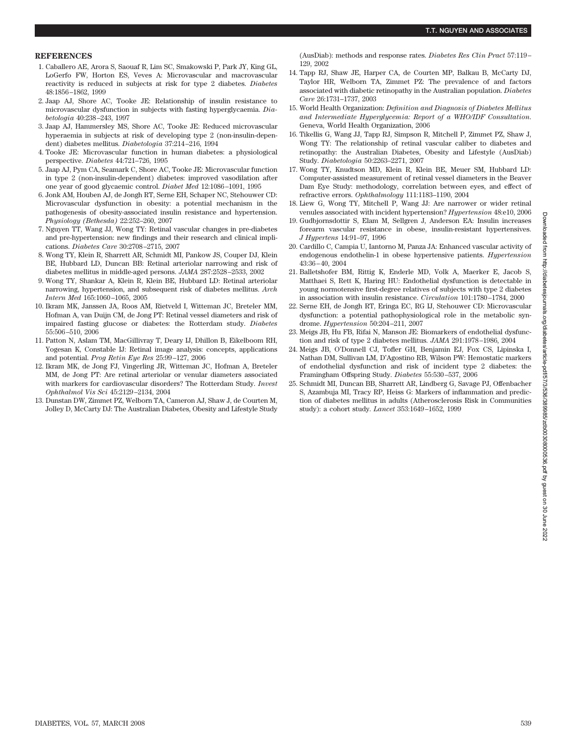## REFERENCES

1. Caballero AE, Arora S, Saouaf R, Lim SC, Smakowski P, Park JY, King GL, LoGerfo FW, Horton ES, Veves A: Microvascular and macrovascular reactivity is reduced in subjects at risk for type 2 diabetes. *Diabetes* 48:1856–1862, 1999
2. Jaap AJ, Shore AC, Tooke JE: Relationship of insulin resistance to microvascular dysfunction in subjects with fasting hyperglycaemia. *Diabetologia* 40:238–243, 1997
3. Jaap AJ, Hammersley MS, Shore AC, Tooke JE: Reduced microvascular hyperaemia in subjects at risk of developing type 2 (non-insulin-dependent) diabetes mellitus. *Diabetologia* 37:214–216, 1994
4. Tooke JE: Microvascular function in human diabetes: a physiological perspective. *Diabetes* 44:721–726, 1995
5. Jaap AJ, Pym CA, Seamark C, Shore AC, Tooke JE: Microvascular function in type 2 (non-insulin-dependent) diabetes: improved vasodilation after one year of good glycaemic control. *Diabet Med* 12:1086–1091, 1995
6. Jonk AM, Houben AJ, de Jongh RT, Serne EH, Schaper NC, Stehouwer CD: Microvascular dysfunction in obesity: a potential mechanism in the pathogenesis of obesity-associated insulin resistance and hypertension. *Physiology (Bethesda)* 22:252–260, 2007
7. Nguyen TT, Wang JJ, Wong TY: Retinal vascular changes in pre-diabetes and pre-hypertension: new findings and their research and clinical implications. *Diabetes Care* 30:2708–2715, 2007
8. Wong TY, Klein R, Sharrett AR, Schmidt MI, Pankow JS, Couper DJ, Klein BE, Hubbard LD, Duncan BB: Retinal arteriolar narrowing and risk of diabetes mellitus in middle-aged persons. *JAMA* 287:2528–2533, 2002
9. Wong TY, Shankar A, Klein R, Klein BE, Hubbard LD: Retinal arteriolar narrowing, hypertension, and subsequent risk of diabetes mellitus. *Arch Intern Med* 165:1060–1065, 2005
10. Ikram MK, Janssen JA, Roos AM, Rietveld I, Witteman JC, Breteler MM, Hofman A, van Duijn CM, de Jong PT: Retinal vessel diameters and risk of impaired fasting glucose or diabetes: the Rotterdam study. *Diabetes* 55:506–510, 2006
11. Patton N, Aslam TM, MacGillivray T, Deary IJ, Dhillon B, Eikelboom RH, Yogesan K, Constable IJ: Retinal image analysis: concepts, applications and potential. *Prog Retin Eye Res* 25:99–127, 2006
12. Ikram MK, de Jong FJ, Vingerling JR, Witteman JC, Hofman A, Breteler MM, de Jong PT: Are retinal arteriolar or venular diameters associated with markers for cardiovascular disorders? The Rotterdam Study. *Invest Ophthalmol Vis Sci* 45:2129–2134, 2004
13. Dunstan DW, Zimmet PZ, Welborn TA, Cameron AJ, Shaw J, de Courten M, Jolley D, McCarty DJ: The Australian Diabetes, Obesity and Lifestyle Study (AusDiab): methods and response rates. *Diabetes Res Clin Pract* 57:119–129, 2002
14. Tapp RJ, Shaw JE, Harper CA, de Courten MP, Balkau B, McCarty DJ, Taylor HR, Welborn TA, Zimmet PZ: The prevalence of and factors associated with diabetic retinopathy in the Australian population. *Diabetes Care* 26:1731–1737, 2003
15. World Health Organization: *Definition and Diagnosis of Diabetes Mellitus and Intermediate Hyperglycemia: Report of a WHO/IDF Consultation*. Geneva, World Health Organization, 2006
16. Tikellis G, Wang JJ, Tapp RJ, Simpson R, Mitchell P, Zimmet PZ, Shaw J, Wong TY: The relationship of retinal vascular caliber to diabetes and retinopathy: the Australian Diabetes, Obesity and Lifestyle (AusDiab) Study. *Diabetologia* 50:2263–2271, 2007
17. Wong TY, Knudtson MD, Klein R, Klein BE, Meuer SM, Hubbard LD: Computer-assisted measurement of retinal vessel diameters in the Beaver Dam Eye Study: methodology, correlation between eyes, and effect of refractive errors. *Ophthalmology* 111:1183–1190, 2004
18. Liew G, Wong TY, Mitchell P, Wang JJ: Are narrower or wider retinal venules associated with incident hypertension? *Hypertension* 48:e10, 2006
19. Gudbjornsdottir S, Elam M, Sellgren J, Anderson EA: Insulin increases forearm vascular resistance in obese, insulin-resistant hypertensives. *J Hypertens* 14:91–97, 1996
20. Cardillo C, Campia U, Iantorno M, Panza JA: Enhanced vascular activity of endogenous endothelin-1 in obese hypertensive patients. *Hypertension* 43:36–40, 2004
21. Balletshofer BM, Rittig K, Enderle MD, Volk A, Maerker E, Jacob S, Matthaei S, Rett K, Haring HU: Endothelial dysfunction is detectable in young normotensive first-degree relatives of subjects with type 2 diabetes in association with insulin resistance. *Circulation* 101:1780–1784, 2000
22. Serne EH, de Jongh RT, Eringa EC, RG IJ, Stehouwer CD: Microvascular dysfunction: a potential pathophysiological role in the metabolic syndrome. *Hypertension* 50:204–211, 2007
23. Meigs JB, Hu FB, Rifai N, Manson JE: Biomarkers of endothelial dysfunction and risk of type 2 diabetes mellitus. *JAMA* 291:1978–1986, 2004
24. Meigs JB, O'Donnell CJ, Tofler GH, Benjamin EJ, Fox CS, Lipinska I, Nathan DM, Sullivan LM, D'Agostino RB, Wilson PW: Hemostatic markers of endothelial dysfunction and risk of incident type 2 diabetes: the Framingham Offspring Study. *Diabetes* 55:530–537, 2006
25. Schmidt MI, Duncan BB, Sharrett AR, Lindberg G, Savage PJ, Offenbacher S, Azambuja MI, Tracy RP, Heiss G: Markers of inflammation and prediction of diabetes mellitus in adults (Atherosclerosis Risk in Communities study): a cohort study. *Lancet* 353:1649–1652, 1999